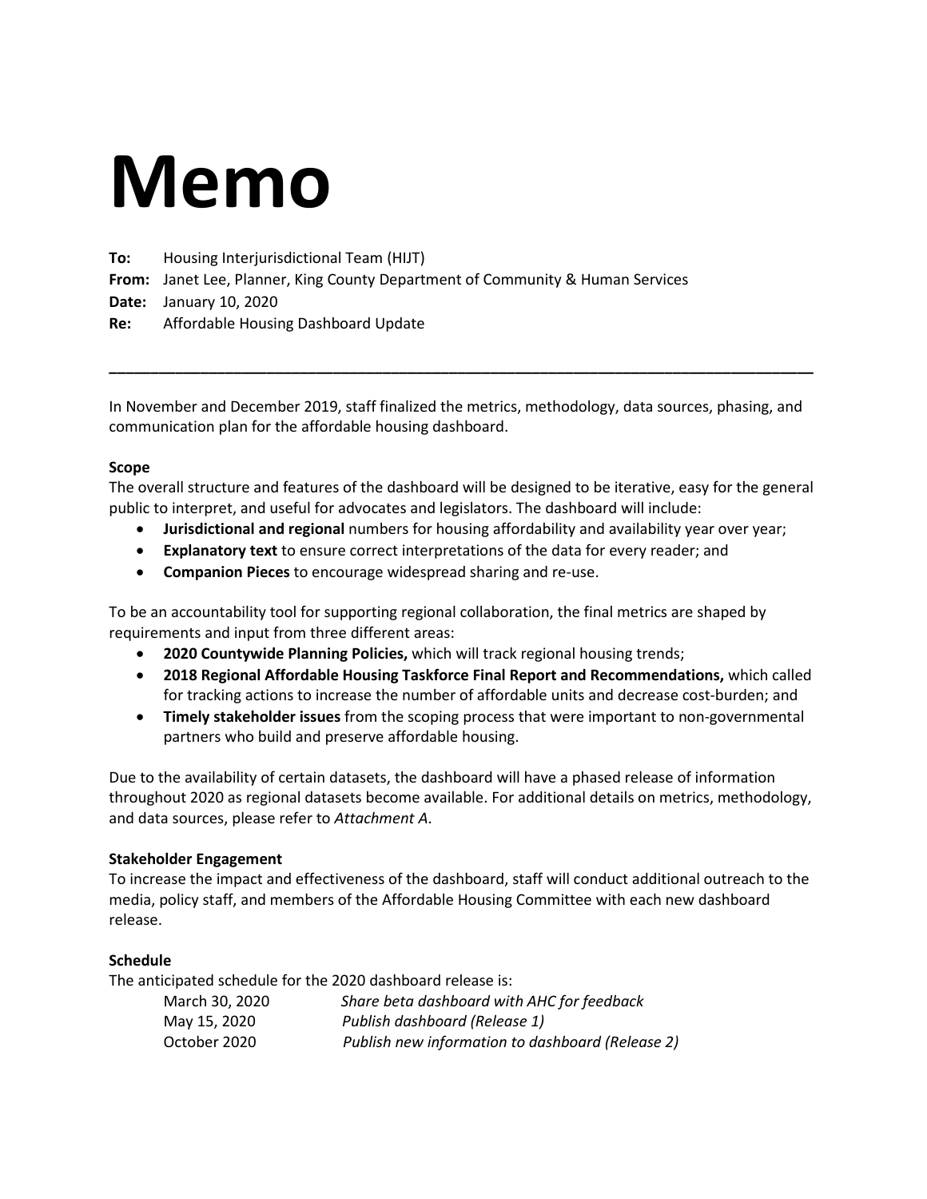# Memo

**To:** Housing Interjurisdictional Team (HIJT)
**From:** Janet Lee, Planner, King County Department of Community & Human Services
**Date:** January 10, 2020
**Re:** Affordable Housing Dashboard Update

---

In November and December 2019, staff finalized the metrics, methodology, data sources, phasing, and communication plan for the affordable housing dashboard.

**Scope**

The overall structure and features of the dashboard will be designed to be iterative, easy for the general public to interpret, and useful for advocates and legislators. The dashboard will include:

- **Jurisdictional and regional** numbers for housing affordability and availability year over year;
- **Explanatory text** to ensure correct interpretations of the data for every reader; and
- **Companion Pieces** to encourage widespread sharing and re-use.

To be an accountability tool for supporting regional collaboration, the final metrics are shaped by requirements and input from three different areas:

- **2020 Countywide Planning Policies,** which will track regional housing trends;
- **2018 Regional Affordable Housing Taskforce Final Report and Recommendations,** which called for tracking actions to increase the number of affordable units and decrease cost-burden; and
- **Timely stakeholder issues** from the scoping process that were important to non-governmental partners who build and preserve affordable housing.

Due to the availability of certain datasets, the dashboard will have a phased release of information throughout 2020 as regional datasets become available. For additional details on metrics, methodology, and data sources, please refer to *Attachment A*.

**Stakeholder Engagement**

To increase the impact and effectiveness of the dashboard, staff will conduct additional outreach to the media, policy staff, and members of the Affordable Housing Committee with each new dashboard release.

**Schedule**

The anticipated schedule for the 2020 dashboard release is:

| | |
|---|---|
| March 30, 2020 | *Share beta dashboard with AHC for feedback* |
| May 15, 2020 | *Publish dashboard (Release 1)* |
| October 2020 | *Publish new information to dashboard (Release 2)* |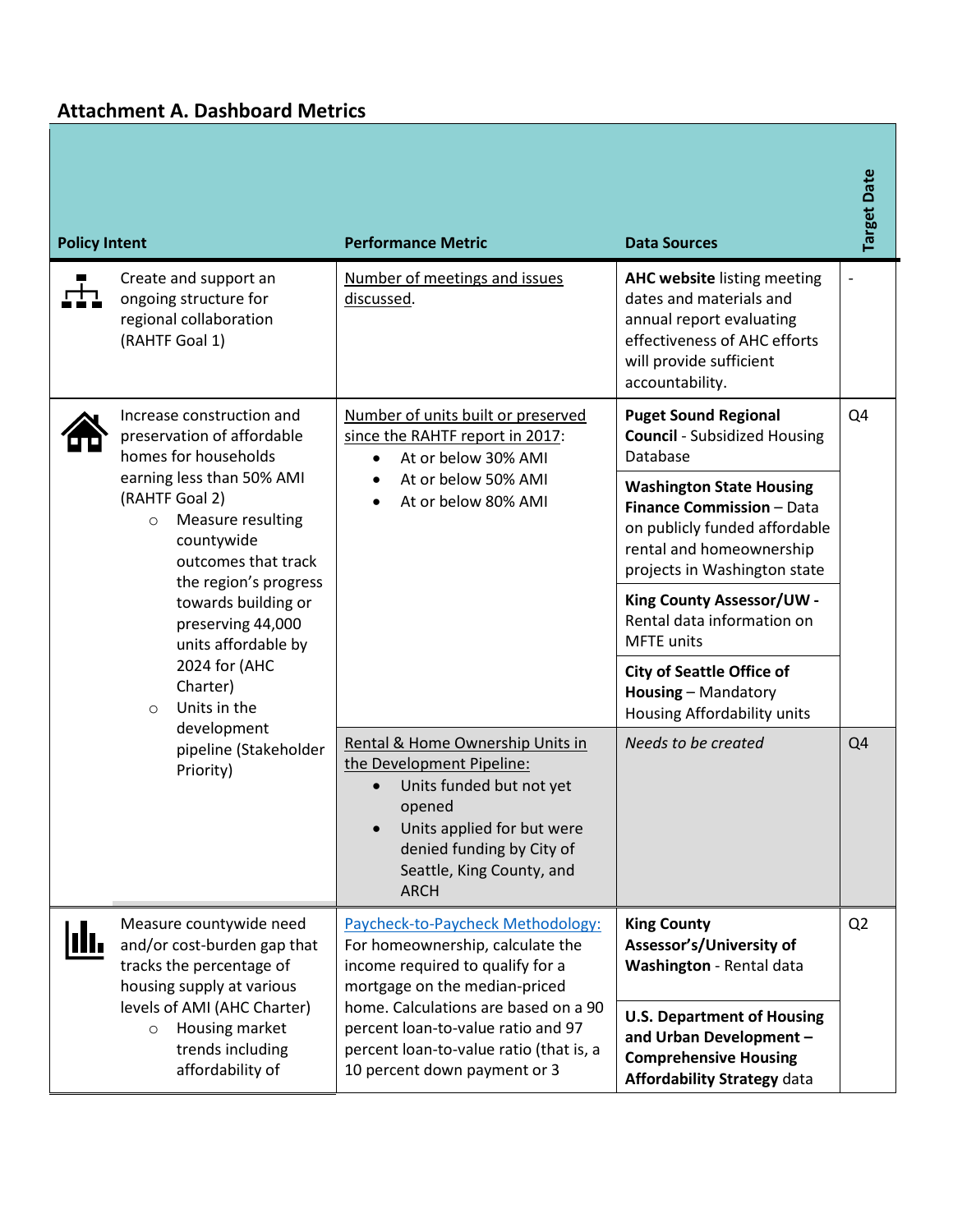## Attachment A. Dashboard Metrics

| Policy Intent | Performance Metric | Data Sources | Target Date |
|---|---|---|---|
| Create and support an ongoing structure for regional collaboration (RAHTF Goal 1) | Number of meetings and issues discussed. | **AHC website** listing meeting dates and materials and annual report evaluating effectiveness of AHC efforts will provide sufficient accountability. | - |
| Increase construction and preservation of affordable homes for households earning less than 50% AMI (RAHTF Goal 2)<br>○ Measure resulting countywide outcomes that track the region's progress towards building or preserving 44,000 units affordable by 2024 for (AHC Charter)<br>○ Units in the development pipeline (Stakeholder Priority) | Number of units built or preserved since the RAHTF report in 2017:<br>• At or below 30% AMI<br>• At or below 50% AMI<br>• At or below 80% AMI | **Puget Sound Regional Council** - Subsidized Housing Database | Q4 |
| | | **Washington State Housing Finance Commission** – Data on publicly funded affordable rental and homeownership projects in Washington state | |
| | | **King County Assessor/UW** - Rental data information on MFTE units | |
| | | **City of Seattle Office of Housing** – Mandatory Housing Affordability units | |
| | Rental & Home Ownership Units in the Development Pipeline:<br>• Units funded but not yet opened<br>• Units applied for but were denied funding by City of Seattle, King County, and ARCH | *Needs to be created* | Q4 |
| Measure countywide need and/or cost-burden gap that tracks the percentage of housing supply at various levels of AMI (AHC Charter)<br>○ Housing market trends including affordability of | Paycheck-to-Paycheck Methodology: For homeownership, calculate the income required to qualify for a mortgage on the median-priced home. Calculations are based on a 90 percent loan-to-value ratio and 97 percent loan-to-value ratio (that is, a 10 percent down payment or 3 | **King County Assessor's/University of Washington** - Rental data | Q2 |
| | | **U.S. Department of Housing and Urban Development – Comprehensive Housing Affordability Strategy** data | |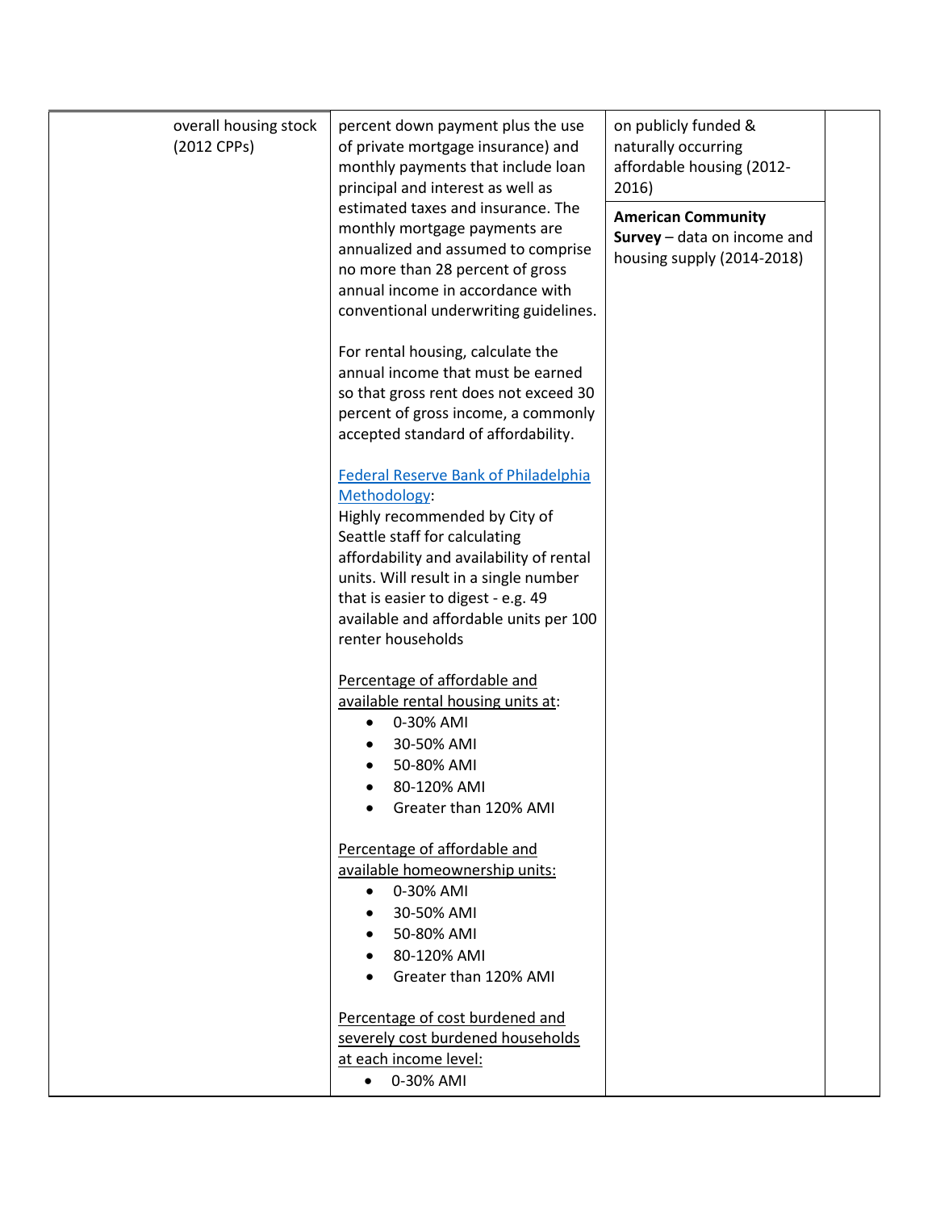| | | | | |
|---|---|---|---|---|
| | overall housing stock (2012 CPPs) | percent down payment plus the use of private mortgage insurance) and monthly payments that include loan principal and interest as well as estimated taxes and insurance. The monthly mortgage payments are annualized and assumed to comprise no more than 28 percent of gross annual income in accordance with conventional underwriting guidelines.<br><br>For rental housing, calculate the annual income that must be earned so that gross rent does not exceed 30 percent of gross income, a commonly accepted standard of affordability.<br><br>Federal Reserve Bank of Philadelphia Methodology:<br>Highly recommended by City of Seattle staff for calculating affordability and availability of rental units. Will result in a single number that is easier to digest - e.g. 49 available and affordable units per 100 renter households<br><br>Percentage of affordable and available rental housing units at:<br>• 0-30% AMI<br>• 30-50% AMI<br>• 50-80% AMI<br>• 80-120% AMI<br>• Greater than 120% AMI<br><br>Percentage of affordable and available homeownership units:<br>• 0-30% AMI<br>• 30-50% AMI<br>• 50-80% AMI<br>• 80-120% AMI<br>• Greater than 120% AMI<br><br>Percentage of cost burdened and severely cost burdened households at each income level:<br>• 0-30% AMI | on publicly funded & naturally occurring affordable housing (2012-2016)<br><br>**American Community Survey** – data on income and housing supply (2014-2018) | |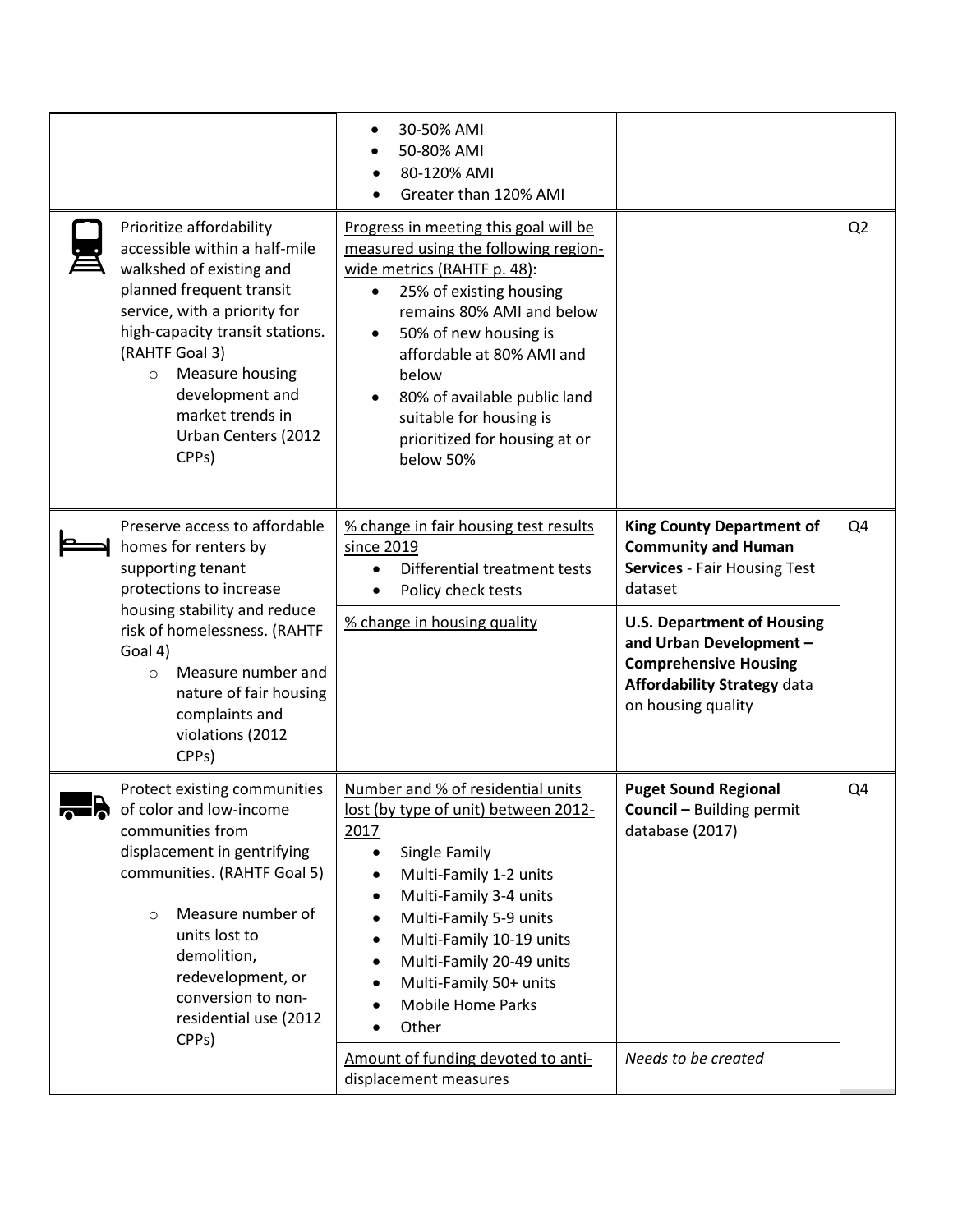| Goal | Metric | Data Source | Timing |
| --- | --- | --- | --- |
| | • 30-50% AMI<br>• 50-80% AMI<br>• 80-120% AMI<br>• Greater than 120% AMI | | |
| Prioritize affordability accessible within a half-mile walkshed of existing and planned frequent transit service, with a priority for high-capacity transit stations. (RAHTF Goal 3)<br>◦ Measure housing development and market trends in Urban Centers (2012 CPPs) | Progress in meeting this goal will be measured using the following region-wide metrics (RAHTF p. 48):<br>• 25% of existing housing remains 80% AMI and below<br>• 50% of new housing is affordable at 80% AMI and below<br>• 80% of available public land suitable for housing is prioritized for housing at or below 50% | | Q2 |
| Preserve access to affordable homes for renters by supporting tenant protections to increase housing stability and reduce risk of homelessness. (RAHTF Goal 4)<br>◦ Measure number and nature of fair housing complaints and violations (2012 CPPs) | % change in fair housing test results since 2019<br>• Differential treatment tests<br>• Policy check tests | **King County Department of Community and Human Services** - Fair Housing Test dataset | Q4 |
| | % change in housing quality | **U.S. Department of Housing and Urban Development – Comprehensive Housing Affordability Strategy** data on housing quality | |
| Protect existing communities of color and low-income communities from displacement in gentrifying communities. (RAHTF Goal 5)<br>◦ Measure number of units lost to demolition, redevelopment, or conversion to non-residential use (2012 CPPs) | Number and % of residential units lost (by type of unit) between 2012-2017<br>• Single Family<br>• Multi-Family 1-2 units<br>• Multi-Family 3-4 units<br>• Multi-Family 5-9 units<br>• Multi-Family 10-19 units<br>• Multi-Family 20-49 units<br>• Multi-Family 50+ units<br>• Mobile Home Parks<br>• Other | **Puget Sound Regional Council –** Building permit database (2017) | Q4 |
| | Amount of funding devoted to anti-displacement measures | *Needs to be created* | |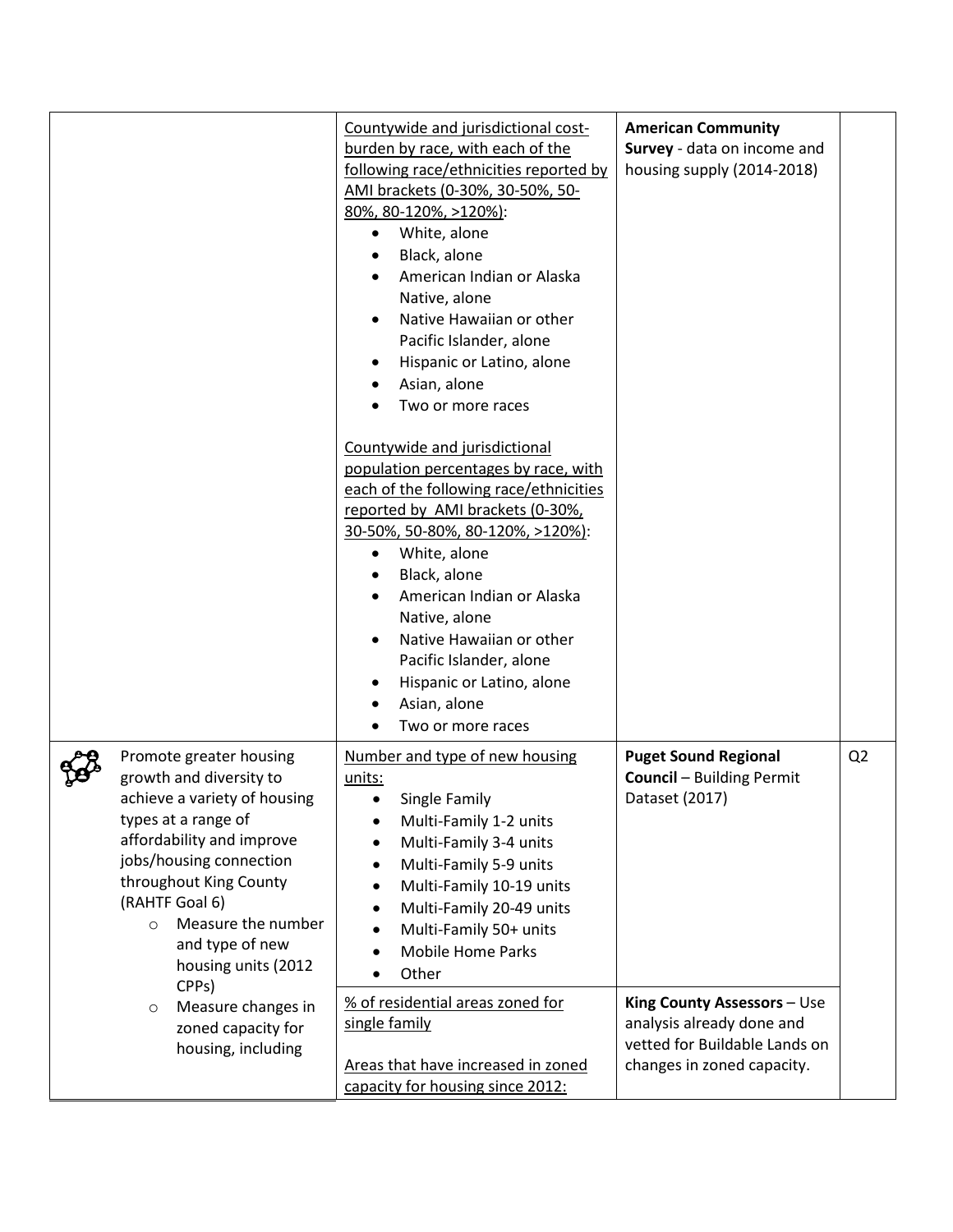| | | | |
|---|---|---|---|
| | <u>Countywide and jurisdictional cost-burden by race, with each of the following race/ethnicities reported by AMI brackets (0-30%, 30-50%, 50-80%, 80-120%, >120%)</u>:<br>• White, alone<br>• Black, alone<br>• American Indian or Alaska Native, alone<br>• Native Hawaiian or other Pacific Islander, alone<br>• Hispanic or Latino, alone<br>• Asian, alone<br>• Two or more races<br><br><u>Countywide and jurisdictional population percentages by race, with each of the following race/ethnicities reported by AMI brackets (0-30%, 30-50%, 50-80%, 80-120%, >120%)</u>:<br>• White, alone<br>• Black, alone<br>• American Indian or Alaska Native, alone<br>• Native Hawaiian or other Pacific Islander, alone<br>• Hispanic or Latino, alone<br>• Asian, alone<br>• Two or more races | **American Community Survey** - data on income and housing supply (2014-2018) | |
| Promote greater housing growth and diversity to achieve a variety of housing types at a range of affordability and improve jobs/housing connection throughout King County (RAHTF Goal 6)<br>○ Measure the number and type of new housing units (2012 CPPs)<br>○ Measure changes in zoned capacity for housing, including | <u>Number and type of new housing units:</u><br>• Single Family<br>• Multi-Family 1-2 units<br>• Multi-Family 3-4 units<br>• Multi-Family 5-9 units<br>• Multi-Family 10-19 units<br>• Multi-Family 20-49 units<br>• Multi-Family 50+ units<br>• Mobile Home Parks<br>• Other | **Puget Sound Regional Council** – Building Permit Dataset (2017) | Q2 |
| | <u>% of residential areas zoned for single family</u><br><br><u>Areas that have increased in zoned capacity for housing since 2012:</u> | **King County Assessors** – Use analysis already done and vetted for Buildable Lands on changes in zoned capacity. | |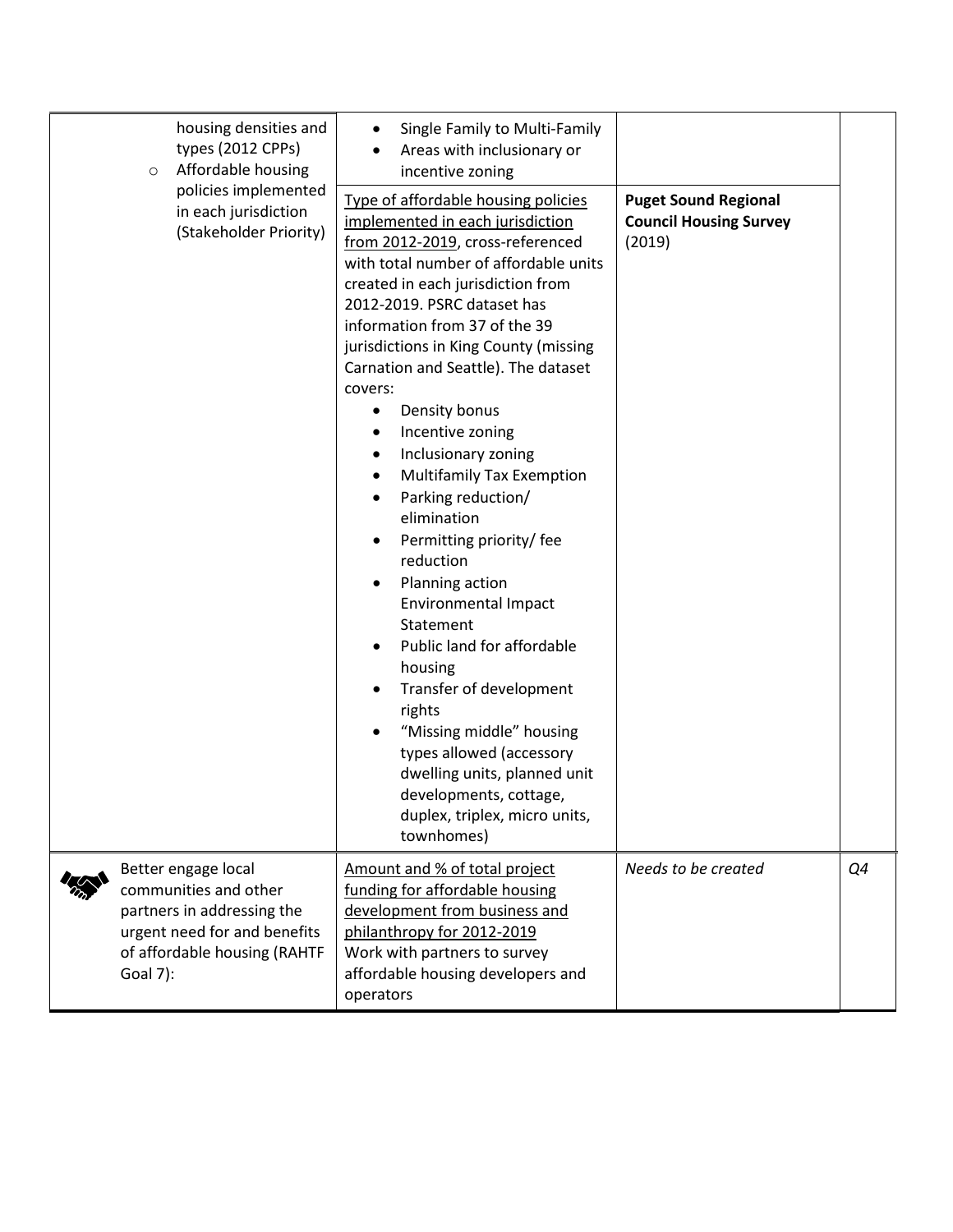| | | | |
|---|---|---|---|
| housing densities and types (2012 CPPs)<br>○ Affordable housing policies implemented in each jurisdiction (Stakeholder Priority) | • Single Family to Multi-Family<br>• Areas with inclusionary or incentive zoning | | |
| | <u>Type of affordable housing policies implemented in each jurisdiction from 2012-2019</u>, cross-referenced with total number of affordable units created in each jurisdiction from 2012-2019. PSRC dataset has information from 37 of the 39 jurisdictions in King County (missing Carnation and Seattle). The dataset covers:<br>• Density bonus<br>• Incentive zoning<br>• Inclusionary zoning<br>• Multifamily Tax Exemption<br>• Parking reduction/ elimination<br>• Permitting priority/ fee reduction<br>• Planning action Environmental Impact Statement<br>• Public land for affordable housing<br>• Transfer of development rights<br>• "Missing middle" housing types allowed (accessory dwelling units, planned unit developments, cottage, duplex, triplex, micro units, townhomes) | **Puget Sound Regional Council Housing Survey** (2019) | |
| Better engage local communities and other partners in addressing the urgent need for and benefits of affordable housing (RAHTF Goal 7): | <u>Amount and % of total project funding for affordable housing development from business and philanthropy for 2012-2019</u><br>Work with partners to survey affordable housing developers and operators | *Needs to be created* | *Q4* |